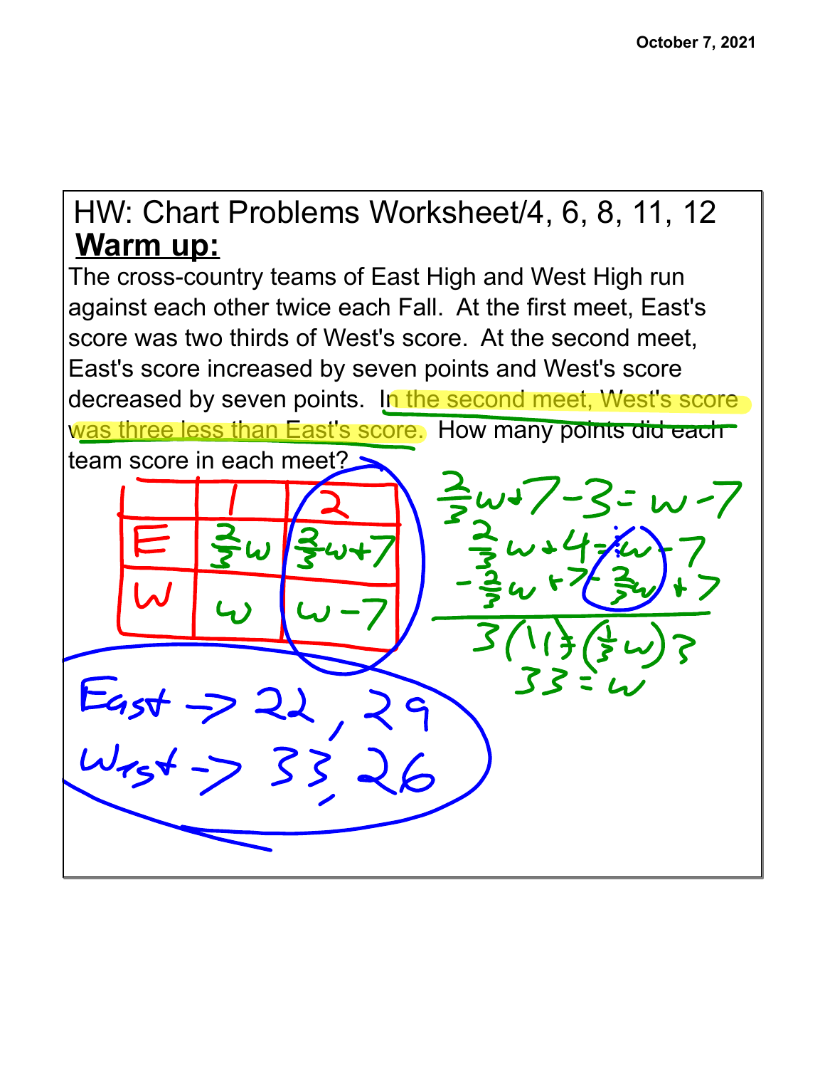October 7, 2021

HW: Chart Problems Worksheet/4, 6, 8, 11, 12

**Warm up:**

The cross-country teams of East High and West High run against each other twice each Fall. At the first meet, East's score was two thirds of West's score. At the second meet, East's score increased by seven points and West's score decreased by seven points. In the second meet, West's score was three less than East's score. How many points did each team score in each meet?

|   | 1 | 2 |
|---|---|---|
| E | $\frac{2}{3}w$ | $\frac{2}{3}w+7$ |
| W | $w$ | $w-7$ |

$$\frac{2}{3}w+7-3=w-7$$

$$\frac{2}{3}w+4=w-7$$

$$-\frac{2}{3}w+7 \quad -\frac{2}{3}w+7$$

$$3(11)=\left(\frac{1}{3}w\right)3$$

$$33=w$$

East → 22, 29

West → 33, 26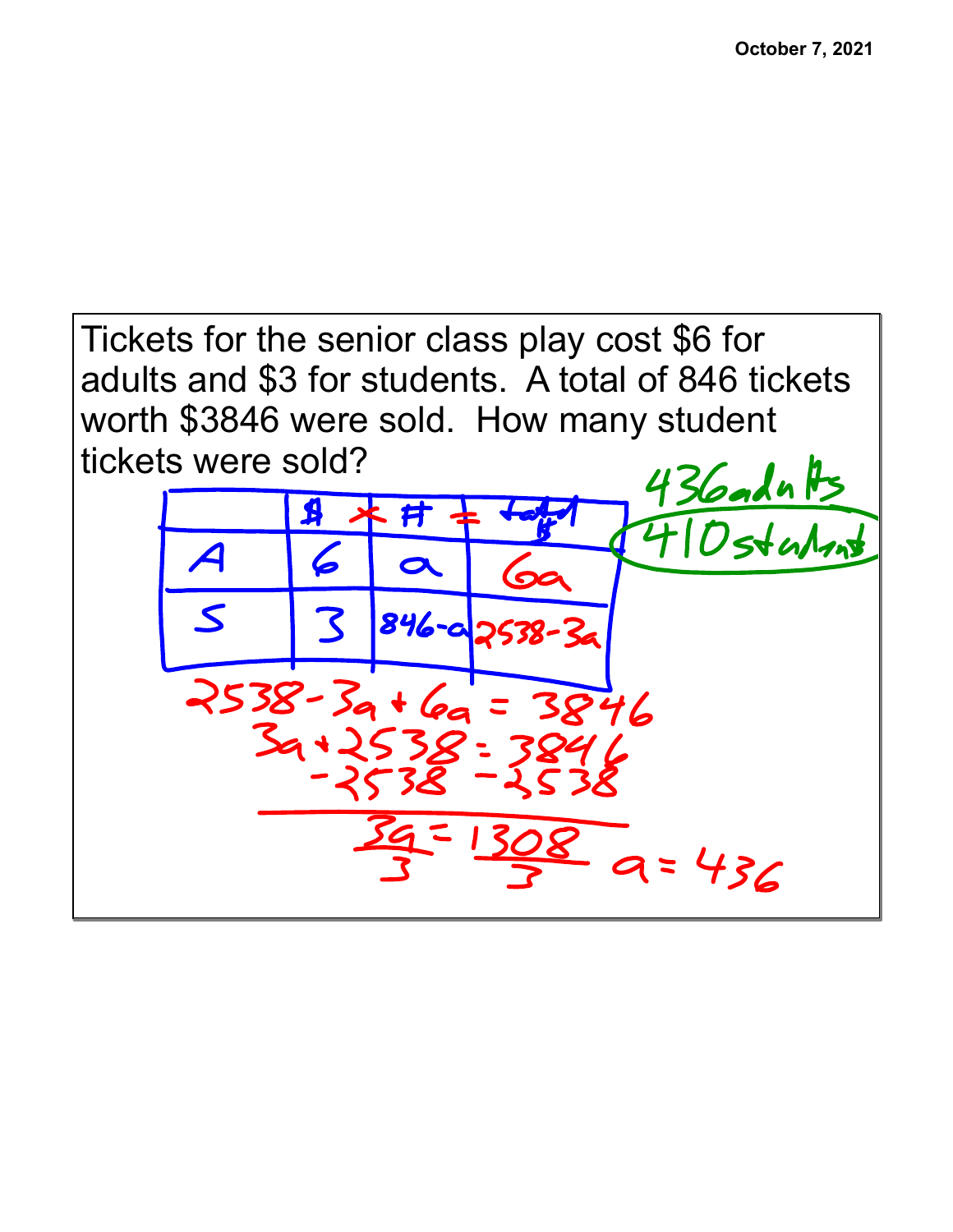Tickets for the senior class play cost $6 for adults and $3 for students. A total of 846 tickets worth $3846 were sold. How many student tickets were sold?

| | $ | × # | = total $ |
|---|---|---|---|
| A | 6 | $a$ | $6a$ |
| S | 3 | $846-a$ | $2538-3a$ |

$$2538 - 3a + 6a = 3846$$

$$3a + 2538 = 3846$$

$$-2538 \quad -2538$$

$$\frac{3a}{3} = \frac{1308}{3} \qquad a = 436$$

436 adults

410 students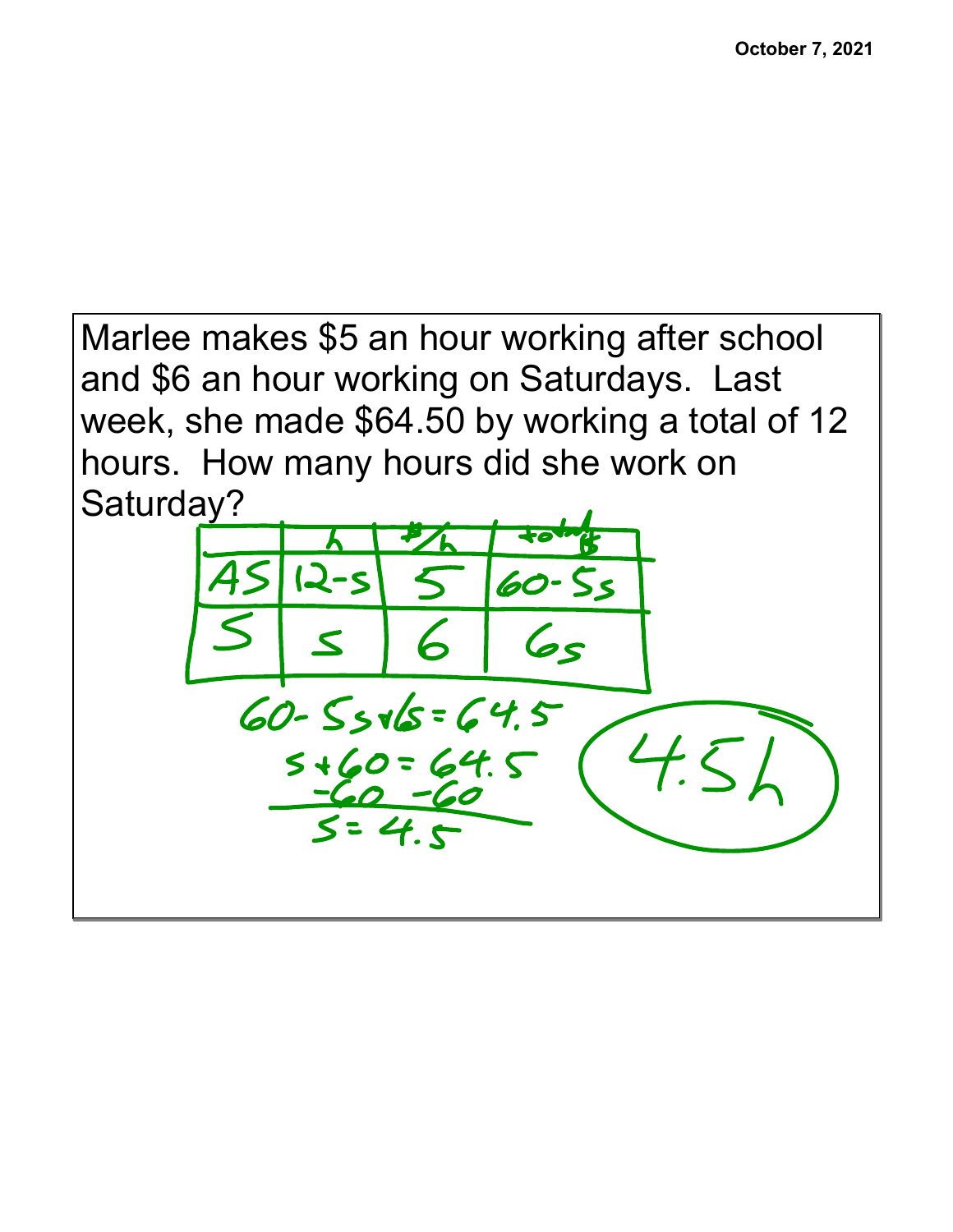October 7, 2021

Marlee makes \$5 an hour working after school and \$6 an hour working on Saturdays. Last week, she made \$64.50 by working a total of 12 hours. How many hours did she work on Saturday?

| | h | #/h | total \$ |
|---|---|---|---|
| AS | $12-s$ | 5 | $60-5s$ |
| S | $s$ | 6 | $6s$ |

$$60-5s+6s=64.5$$

$$s+60=64.5$$

$$-60 \quad -60$$

$$s=4.5$$

4.5h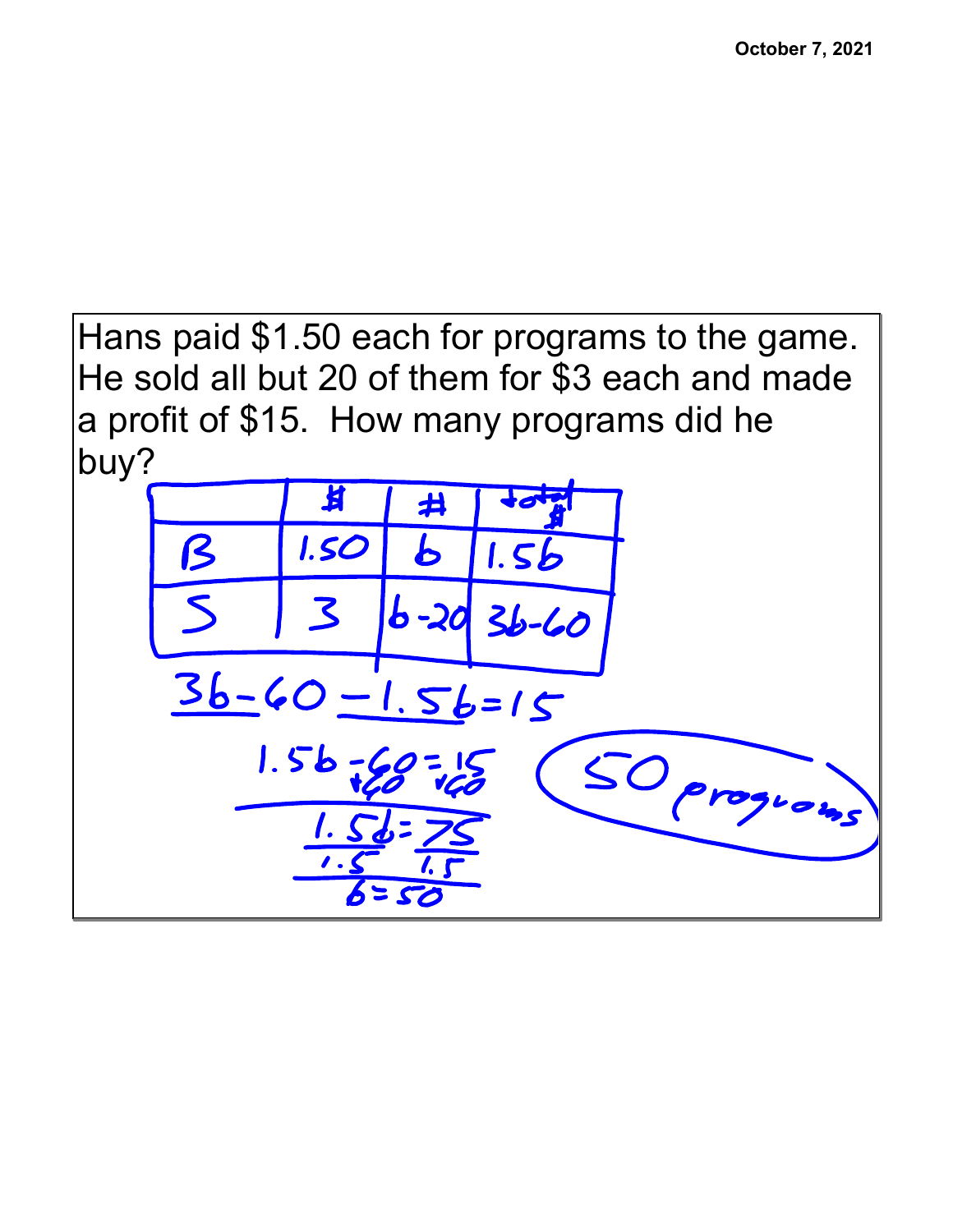Hans paid $1.50 each for programs to the game. He sold all but 20 of them for $3 each and made a profit of $15. How many programs did he buy?

| | $ | # | total $ |
|---|---|---|---|
| B | 1.50 | b | 1.5b |
| S | 3 | b-20 | 3b-60 |

$$3b - 60 - 1.5b = 15$$

$$1.5b - 60 = 15$$
$$+60 \quad +60$$

$$1.5b = 75$$

$$\frac{1.5b}{1.5} = \frac{75}{1.5}$$

$$b = 50$$

50 programs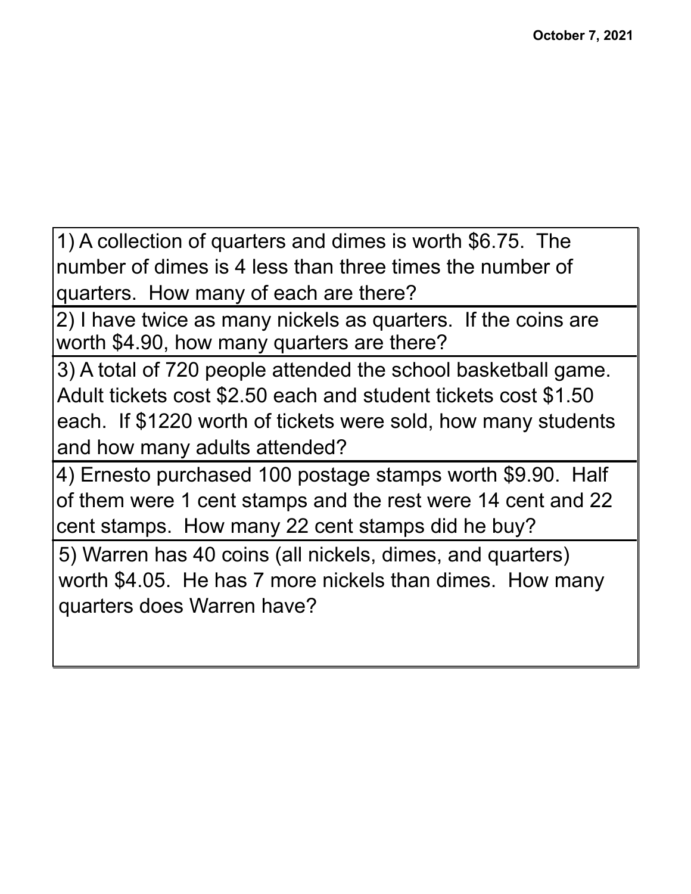October 7, 2021

1) A collection of quarters and dimes is worth $6.75. The number of dimes is 4 less than three times the number of quarters. How many of each are there?

2) I have twice as many nickels as quarters. If the coins are worth $4.90, how many quarters are there?

3) A total of 720 people attended the school basketball game. Adult tickets cost $2.50 each and student tickets cost $1.50 each. If $1220 worth of tickets were sold, how many students and how many adults attended?

4) Ernesto purchased 100 postage stamps worth $9.90. Half of them were 1 cent stamps and the rest were 14 cent and 22 cent stamps. How many 22 cent stamps did he buy?

5) Warren has 40 coins (all nickels, dimes, and quarters) worth $4.05. He has 7 more nickels than dimes. How many quarters does Warren have?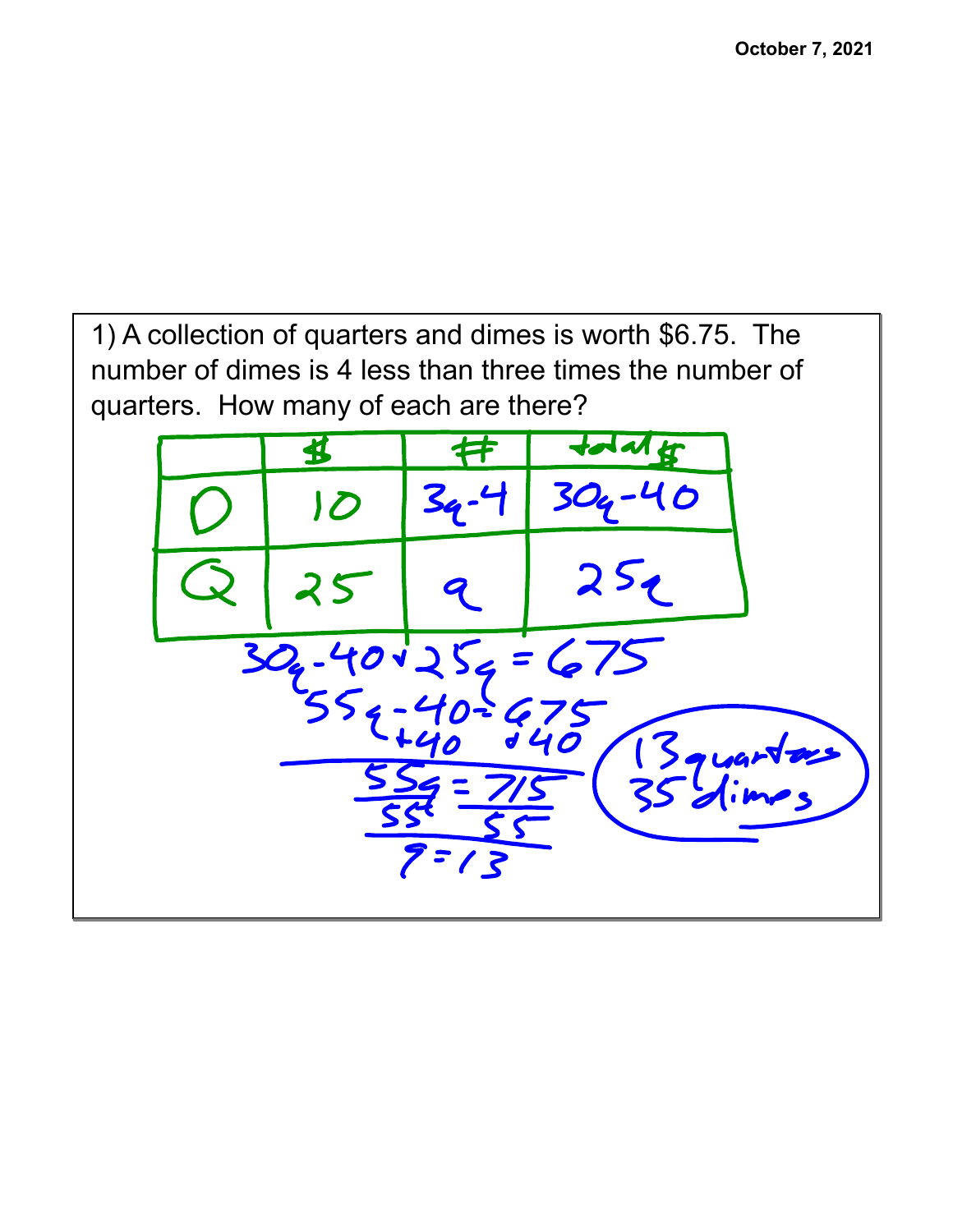1) A collection of quarters and dimes is worth \$6.75. The number of dimes is 4 less than three times the number of quarters. How many of each are there?

| | \$ | # | total \$ |
|---|---|---|---|
| D | 10 | $3q-4$ | $30q-40$ |
| Q | 25 | $q$ | $25q$ |

$$30q-40+25q=675$$

$$55q-40=675$$

$$+40 \quad +40$$

$$55q=715$$

$$\frac{55q}{55}=\frac{715}{55}$$

$$q=13$$

13 quarters
35 dimes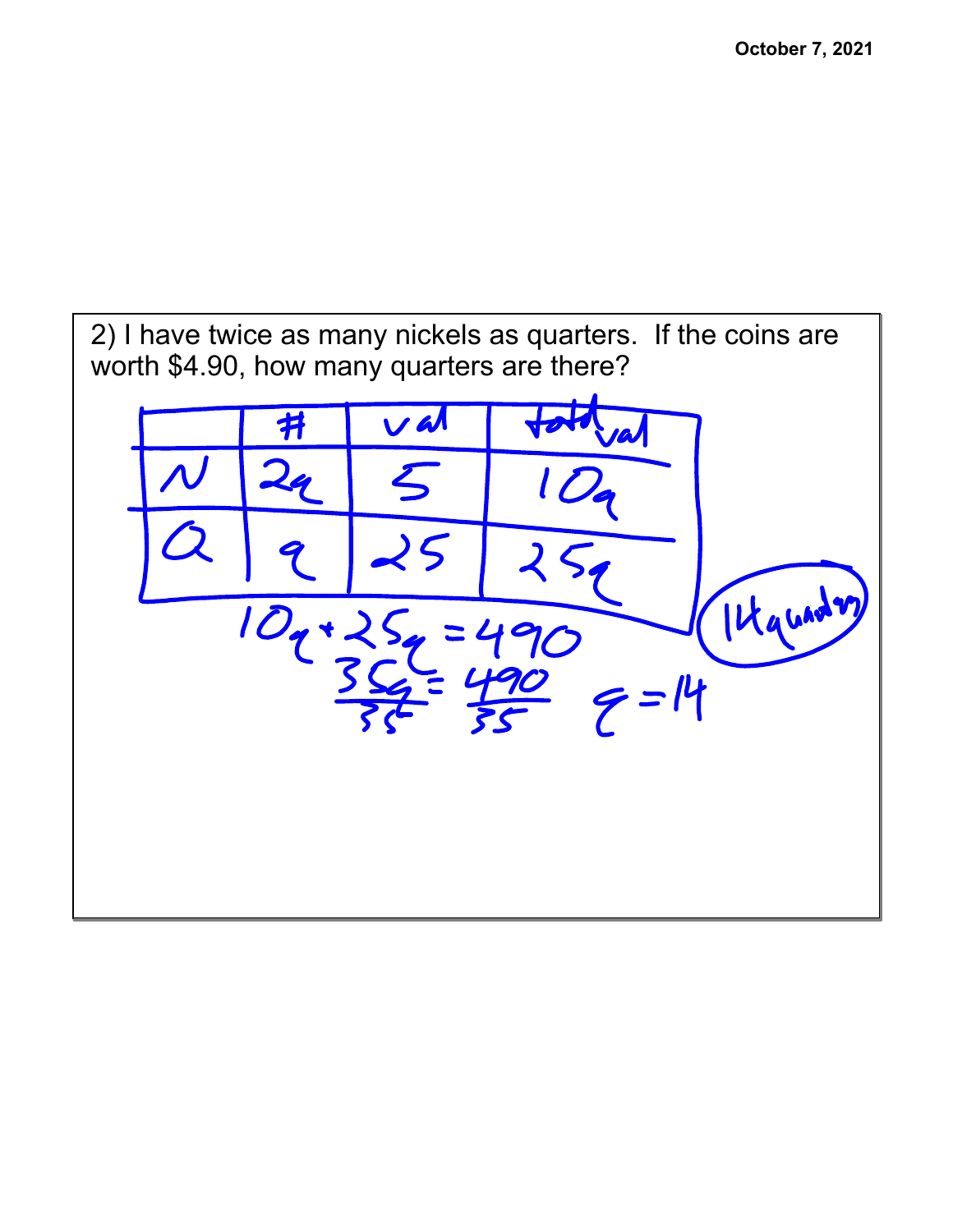2) I have twice as many nickels as quarters. If the coins are worth $4.90, how many quarters are there?

| | # | val | total val |
|---|---|---|---|
| N | $2q$ | 5 | $10q$ |
| Q | $q$ | 25 | $25q$ |

$$10q + 25q = 490$$

$$\frac{35q}{35} = \frac{490}{35} \quad q = 14$$

14 quarters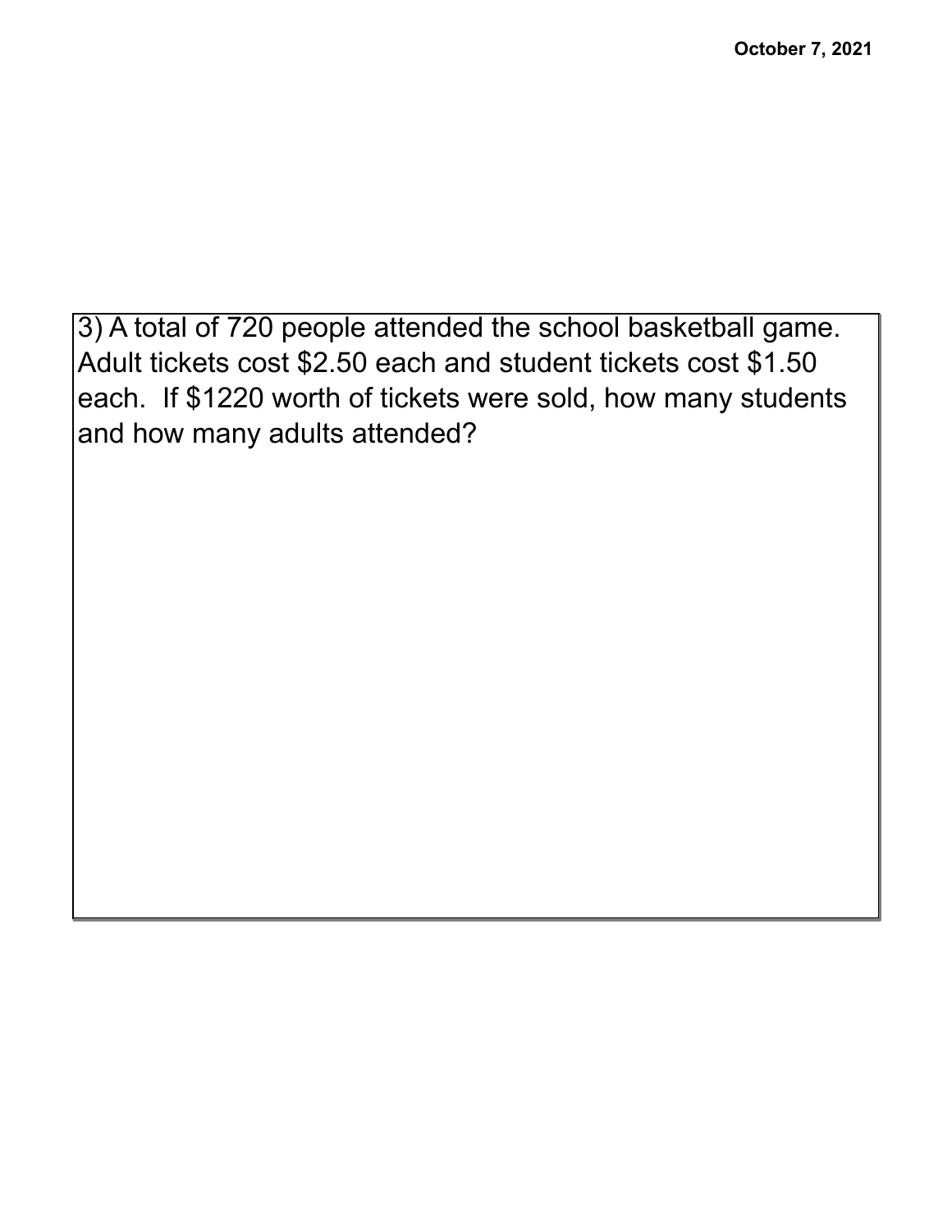3) A total of 720 people attended the school basketball game. Adult tickets cost $2.50 each and student tickets cost $1.50 each. If $1220 worth of tickets were sold, how many students and how many adults attended?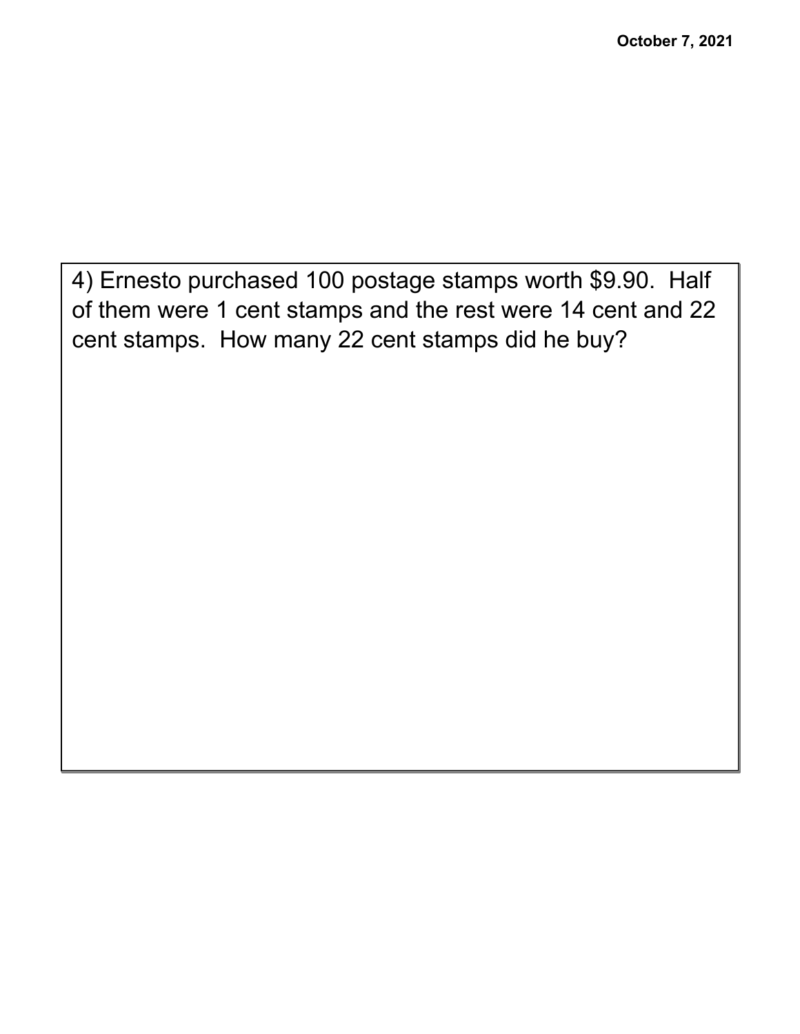4) Ernesto purchased 100 postage stamps worth $9.90. Half of them were 1 cent stamps and the rest were 14 cent and 22 cent stamps. How many 22 cent stamps did he buy?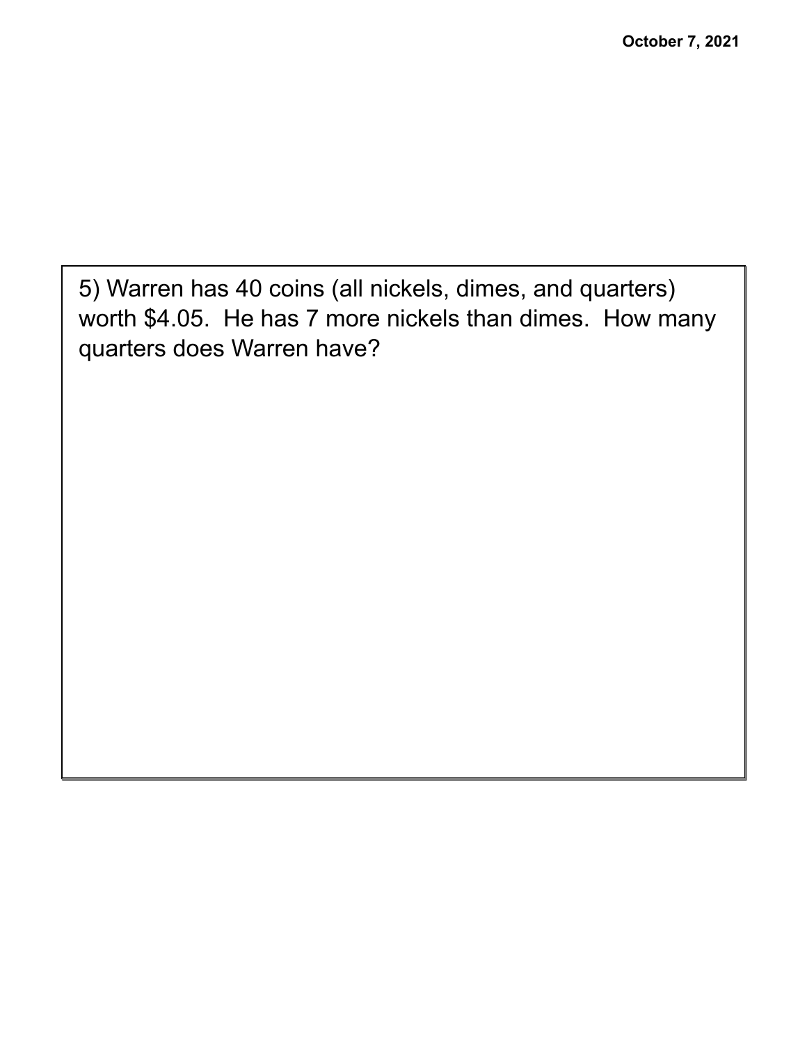5) Warren has 40 coins (all nickels, dimes, and quarters) worth $4.05. He has 7 more nickels than dimes. How many quarters does Warren have?